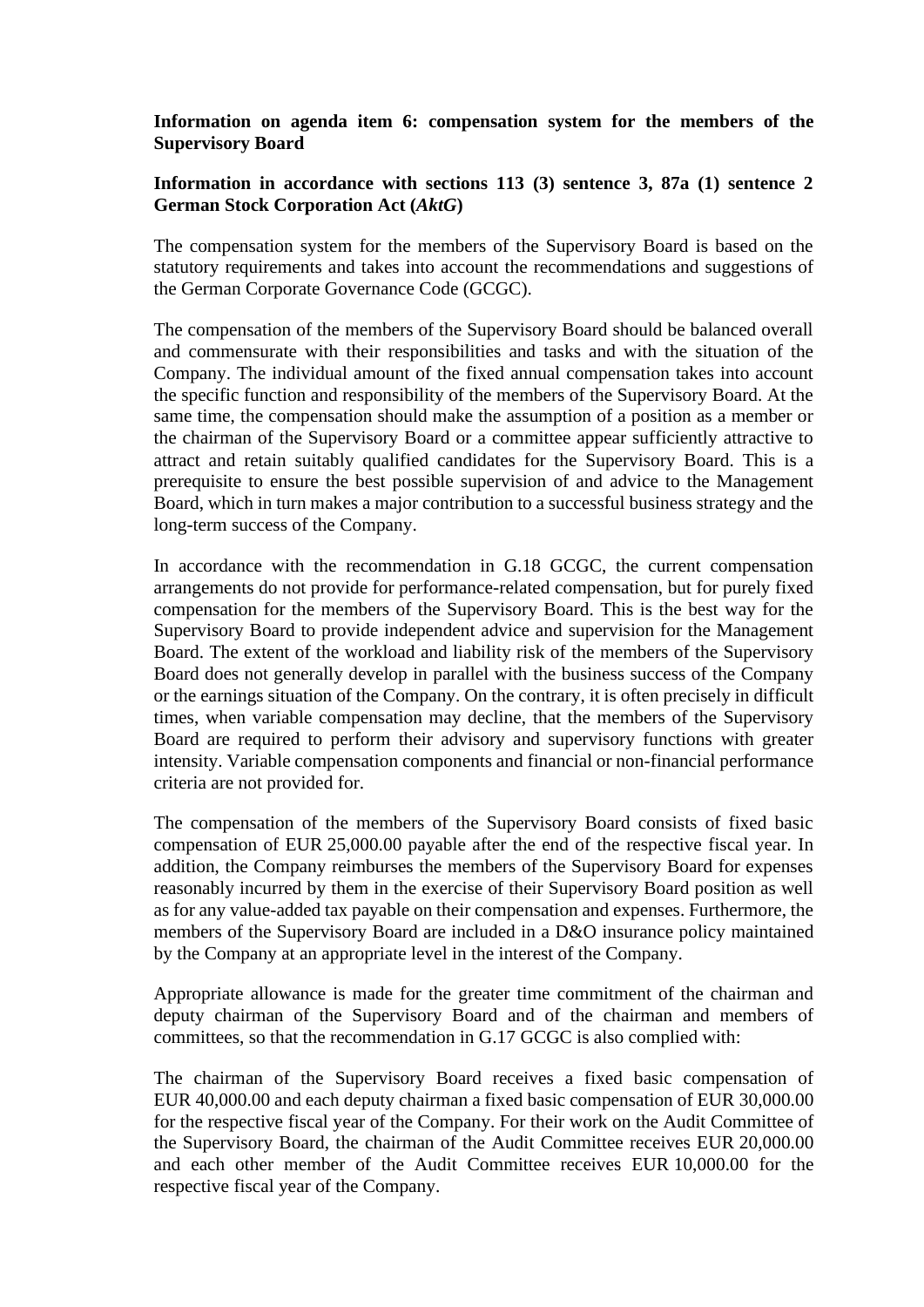**Information on agenda item 6: compensation system for the members of the Supervisory Board**

**Information in accordance with sections 113 (3) sentence 3, 87a (1) sentence 2 German Stock Corporation Act (*AktG*)**

The compensation system for the members of the Supervisory Board is based on the statutory requirements and takes into account the recommendations and suggestions of the German Corporate Governance Code (GCGC).

The compensation of the members of the Supervisory Board should be balanced overall and commensurate with their responsibilities and tasks and with the situation of the Company. The individual amount of the fixed annual compensation takes into account the specific function and responsibility of the members of the Supervisory Board. At the same time, the compensation should make the assumption of a position as a member or the chairman of the Supervisory Board or a committee appear sufficiently attractive to attract and retain suitably qualified candidates for the Supervisory Board. This is a prerequisite to ensure the best possible supervision of and advice to the Management Board, which in turn makes a major contribution to a successful business strategy and the long-term success of the Company.

In accordance with the recommendation in G.18 GCGC, the current compensation arrangements do not provide for performance-related compensation, but for purely fixed compensation for the members of the Supervisory Board. This is the best way for the Supervisory Board to provide independent advice and supervision for the Management Board. The extent of the workload and liability risk of the members of the Supervisory Board does not generally develop in parallel with the business success of the Company or the earnings situation of the Company. On the contrary, it is often precisely in difficult times, when variable compensation may decline, that the members of the Supervisory Board are required to perform their advisory and supervisory functions with greater intensity. Variable compensation components and financial or non-financial performance criteria are not provided for.

The compensation of the members of the Supervisory Board consists of fixed basic compensation of EUR 25,000.00 payable after the end of the respective fiscal year. In addition, the Company reimburses the members of the Supervisory Board for expenses reasonably incurred by them in the exercise of their Supervisory Board position as well as for any value-added tax payable on their compensation and expenses. Furthermore, the members of the Supervisory Board are included in a D&O insurance policy maintained by the Company at an appropriate level in the interest of the Company.

Appropriate allowance is made for the greater time commitment of the chairman and deputy chairman of the Supervisory Board and of the chairman and members of committees, so that the recommendation in G.17 GCGC is also complied with:

The chairman of the Supervisory Board receives a fixed basic compensation of EUR 40,000.00 and each deputy chairman a fixed basic compensation of EUR 30,000.00 for the respective fiscal year of the Company. For their work on the Audit Committee of the Supervisory Board, the chairman of the Audit Committee receives EUR 20,000.00 and each other member of the Audit Committee receives EUR 10,000.00 for the respective fiscal year of the Company.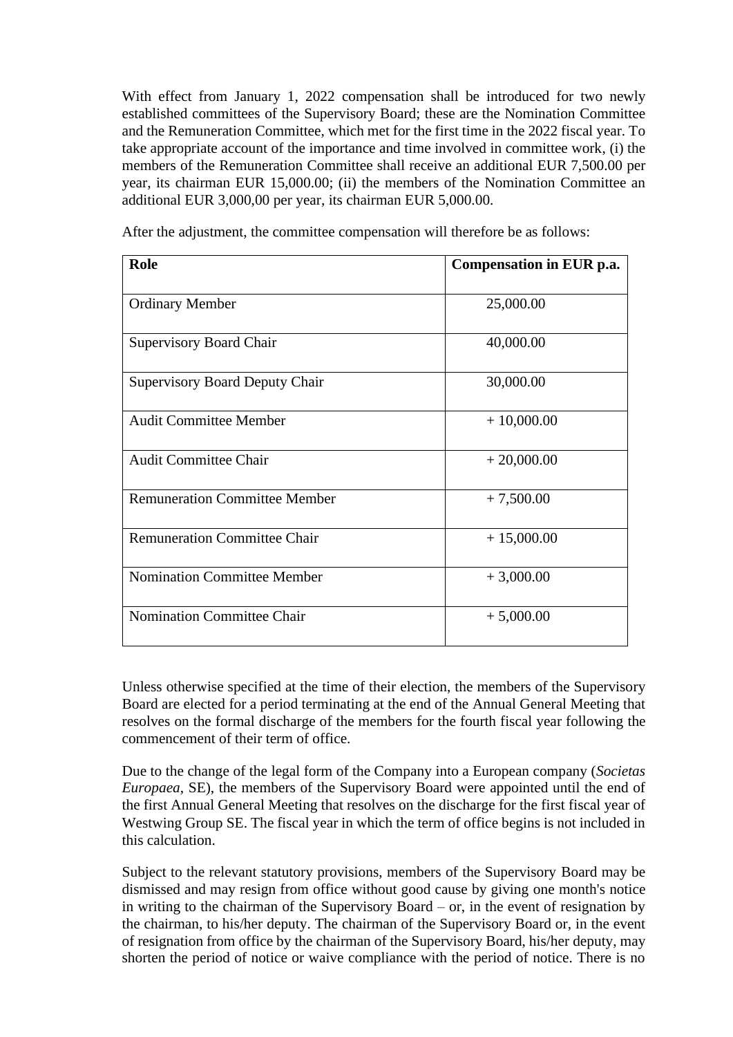With effect from January 1, 2022 compensation shall be introduced for two newly established committees of the Supervisory Board; these are the Nomination Committee and the Remuneration Committee, which met for the first time in the 2022 fiscal year. To take appropriate account of the importance and time involved in committee work, (i) the members of the Remuneration Committee shall receive an additional EUR 7,500.00 per year, its chairman EUR 15,000.00; (ii) the members of the Nomination Committee an additional EUR 3,000,00 per year, its chairman EUR 5,000.00.

After the adjustment, the committee compensation will therefore be as follows:

| **Role** | **Compensation in EUR p.a.** |
|---|---|
| Ordinary Member | 25,000.00 |
| Supervisory Board Chair | 40,000.00 |
| Supervisory Board Deputy Chair | 30,000.00 |
| Audit Committee Member | + 10,000.00 |
| Audit Committee Chair | + 20,000.00 |
| Remuneration Committee Member | + 7,500.00 |
| Remuneration Committee Chair | + 15,000.00 |
| Nomination Committee Member | + 3,000.00 |
| Nomination Committee Chair | + 5,000.00 |

Unless otherwise specified at the time of their election, the members of the Supervisory Board are elected for a period terminating at the end of the Annual General Meeting that resolves on the formal discharge of the members for the fourth fiscal year following the commencement of their term of office.

Due to the change of the legal form of the Company into a European company (*Societas Europaea*, SE), the members of the Supervisory Board were appointed until the end of the first Annual General Meeting that resolves on the discharge for the first fiscal year of Westwing Group SE. The fiscal year in which the term of office begins is not included in this calculation.

Subject to the relevant statutory provisions, members of the Supervisory Board may be dismissed and may resign from office without good cause by giving one month's notice in writing to the chairman of the Supervisory Board – or, in the event of resignation by the chairman, to his/her deputy. The chairman of the Supervisory Board or, in the event of resignation from office by the chairman of the Supervisory Board, his/her deputy, may shorten the period of notice or waive compliance with the period of notice. There is no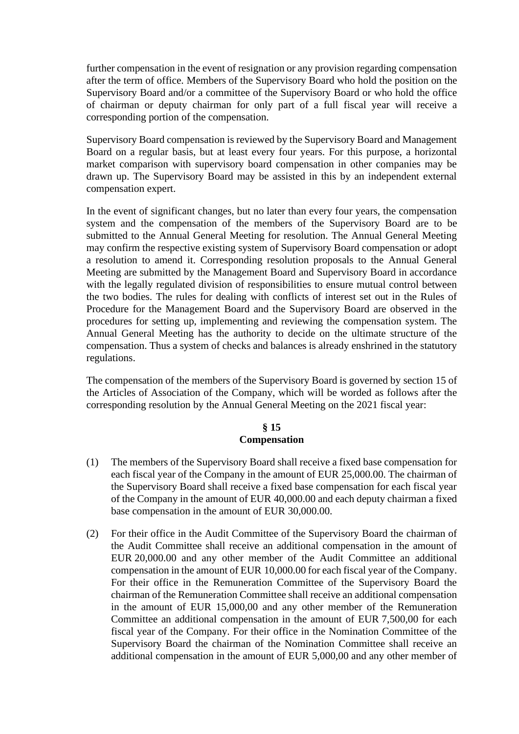further compensation in the event of resignation or any provision regarding compensation after the term of office. Members of the Supervisory Board who hold the position on the Supervisory Board and/or a committee of the Supervisory Board or who hold the office of chairman or deputy chairman for only part of a full fiscal year will receive a corresponding portion of the compensation.

Supervisory Board compensation is reviewed by the Supervisory Board and Management Board on a regular basis, but at least every four years. For this purpose, a horizontal market comparison with supervisory board compensation in other companies may be drawn up. The Supervisory Board may be assisted in this by an independent external compensation expert.

In the event of significant changes, but no later than every four years, the compensation system and the compensation of the members of the Supervisory Board are to be submitted to the Annual General Meeting for resolution. The Annual General Meeting may confirm the respective existing system of Supervisory Board compensation or adopt a resolution to amend it. Corresponding resolution proposals to the Annual General Meeting are submitted by the Management Board and Supervisory Board in accordance with the legally regulated division of responsibilities to ensure mutual control between the two bodies. The rules for dealing with conflicts of interest set out in the Rules of Procedure for the Management Board and the Supervisory Board are observed in the procedures for setting up, implementing and reviewing the compensation system. The Annual General Meeting has the authority to decide on the ultimate structure of the compensation. Thus a system of checks and balances is already enshrined in the statutory regulations.

The compensation of the members of the Supervisory Board is governed by section 15 of the Articles of Association of the Company, which will be worded as follows after the corresponding resolution by the Annual General Meeting on the 2021 fiscal year:

**§ 15**
**Compensation**

(1) The members of the Supervisory Board shall receive a fixed base compensation for each fiscal year of the Company in the amount of EUR 25,000.00. The chairman of the Supervisory Board shall receive a fixed base compensation for each fiscal year of the Company in the amount of EUR 40,000.00 and each deputy chairman a fixed base compensation in the amount of EUR 30,000.00.

(2) For their office in the Audit Committee of the Supervisory Board the chairman of the Audit Committee shall receive an additional compensation in the amount of EUR 20,000.00 and any other member of the Audit Committee an additional compensation in the amount of EUR 10,000.00 for each fiscal year of the Company. For their office in the Remuneration Committee of the Supervisory Board the chairman of the Remuneration Committee shall receive an additional compensation in the amount of EUR 15,000,00 and any other member of the Remuneration Committee an additional compensation in the amount of EUR 7,500,00 for each fiscal year of the Company. For their office in the Nomination Committee of the Supervisory Board the chairman of the Nomination Committee shall receive an additional compensation in the amount of EUR 5,000,00 and any other member of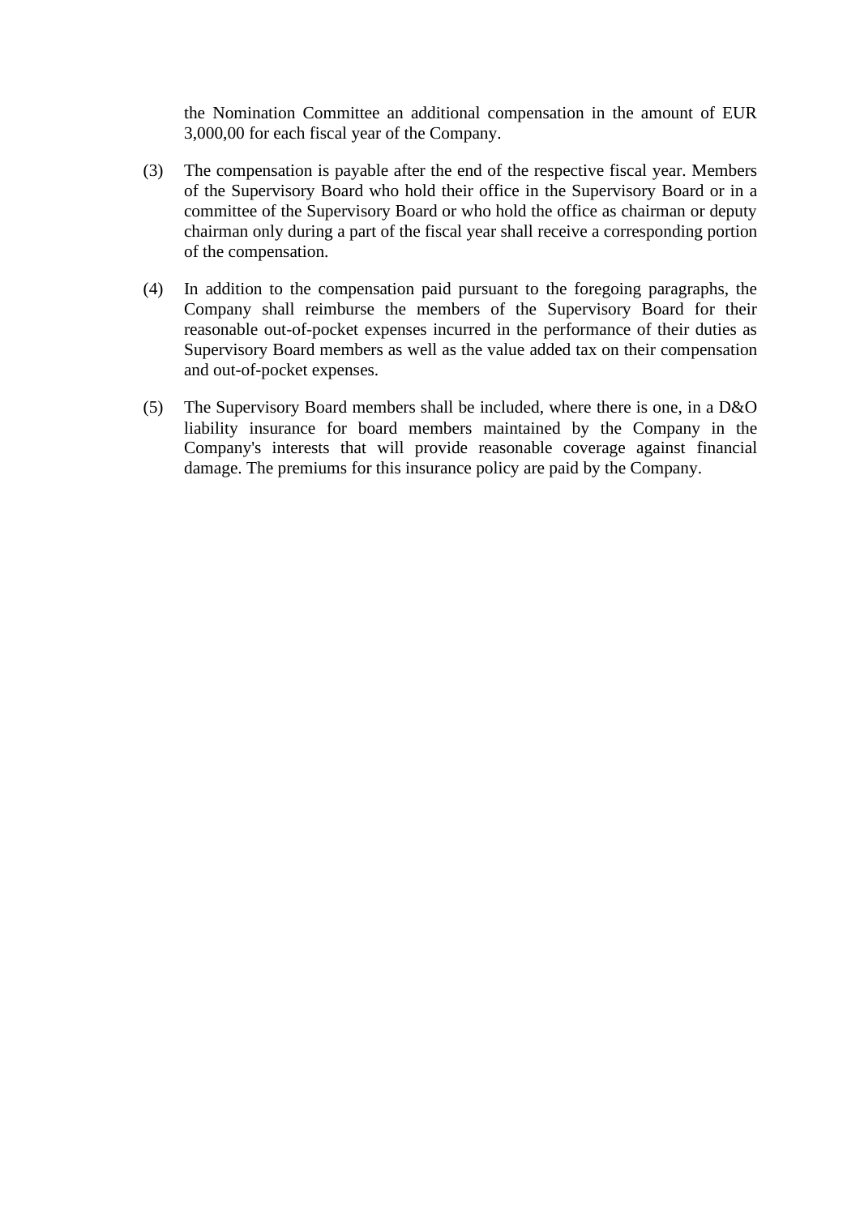the Nomination Committee an additional compensation in the amount of EUR 3,000,00 for each fiscal year of the Company.

(3) The compensation is payable after the end of the respective fiscal year. Members of the Supervisory Board who hold their office in the Supervisory Board or in a committee of the Supervisory Board or who hold the office as chairman or deputy chairman only during a part of the fiscal year shall receive a corresponding portion of the compensation.

(4) In addition to the compensation paid pursuant to the foregoing paragraphs, the Company shall reimburse the members of the Supervisory Board for their reasonable out-of-pocket expenses incurred in the performance of their duties as Supervisory Board members as well as the value added tax on their compensation and out-of-pocket expenses.

(5) The Supervisory Board members shall be included, where there is one, in a D&O liability insurance for board members maintained by the Company in the Company's interests that will provide reasonable coverage against financial damage. The premiums for this insurance policy are paid by the Company.